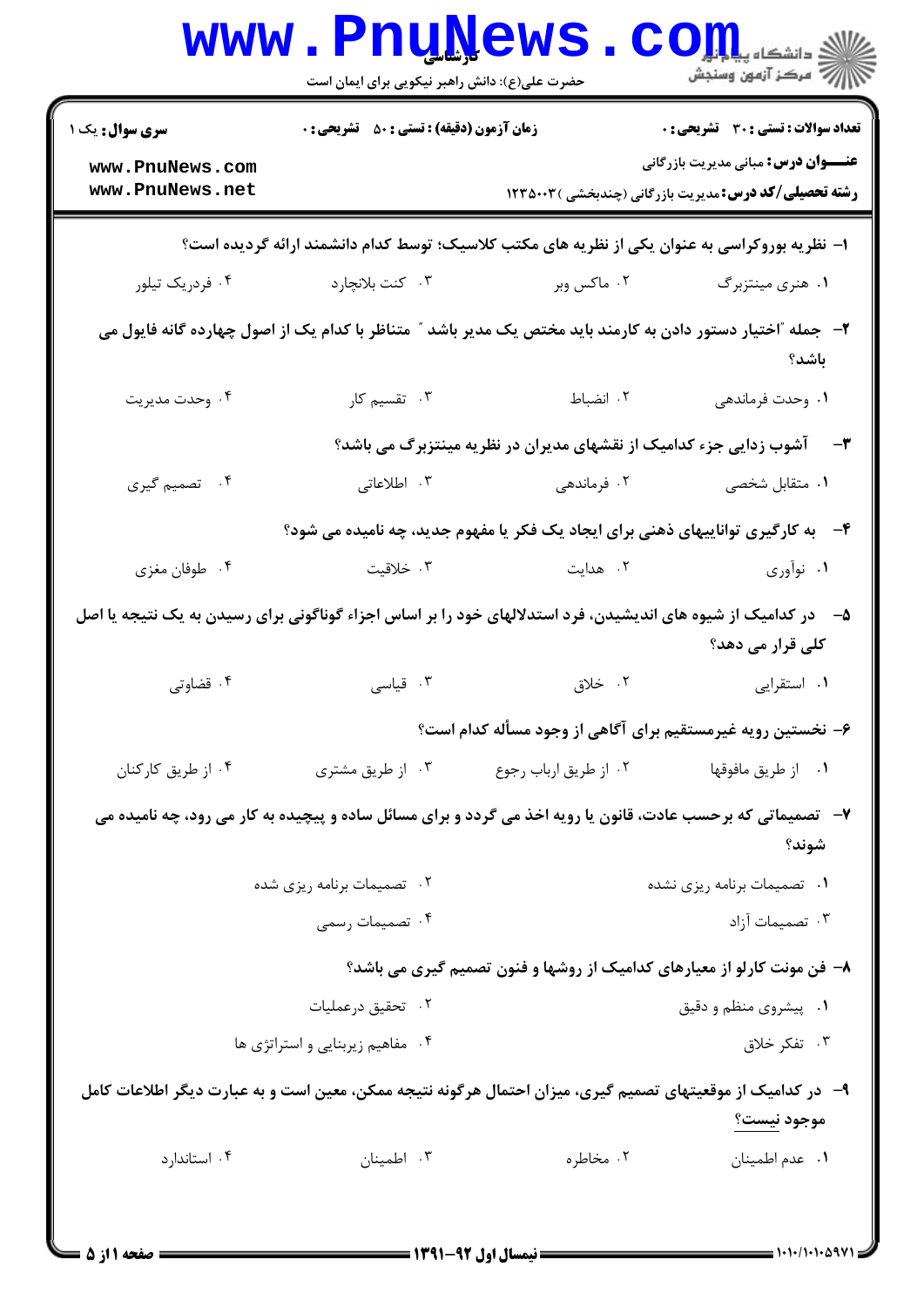**سری سوال:** یک ۱

**زمان آزمون (دقیقه) : تستی : ۵۰ تشریحی : ۰**

**تعداد سوالات : تستی : ۳۰ تشریحی : ۰**

**عنـــوان درس:** مبانی مدیریت بازرگانی

**رشته تحصیلی/کد درس:** مدیریت بازرگانی (چندبخشی )۱۲۳۵۰۰۳

**۱- نظریه بوروکراسی به عنوان یکی از نظریه های مکتب کلاسیک؛ توسط کدام دانشمند ارائه گردیده است؟**

۱. هنری مینتزبرگ
۲. ماکس وبر
۳. کنت بلانچارد
۴. فردریک تیلور

**۲- جمله "اختیار دستور دادن به کارمند باید مختص یک مدیر باشد" متناظر با کدام یک از اصول چهارده گانه فایول می باشد؟**

۱. وحدت فرماندهی
۲. انضباط
۳. تقسیم کار
۴. وحدت مدیریت

**۳- آشوب زدایی جزء کدامیک از نقشهای مدیران در نظریه مینتزبرگ می باشد؟**

۱. متقابل شخصی
۲. فرماندهی
۳. اطلاعاتی
۴. تصمیم گیری

**۴- به کارگیری تواناییهای ذهنی برای ایجاد یک فکر یا مفهوم جدید، چه نامیده می شود؟**

۱. نوآوری
۲. هدایت
۳. خلاقیت
۴. طوفان مغزی

**۵- در کدامیک از شیوه های اندیشیدن، فرد استدلالهای خود را بر اساس اجزاء گوناگونی برای رسیدن به یک نتیجه یا اصل کلی قرار می دهد؟**

۱. استقرایی
۲. خلاق
۳. قیاسی
۴. قضاوتی

**۶- نخستین رویه غیرمستقیم برای آگاهی از وجود مسأله کدام است؟**

۱. از طریق مافوقها
۲. از طریق ارباب رجوع
۳. از طریق مشتری
۴. از طریق کارکنان

**۷- تصمیماتی که برحسب عادت، قانون یا رویه اخذ می گردد و برای مسائل ساده و پیچیده به کار می رود، چه نامیده می شوند؟**

۱. تصمیمات برنامه ریزی نشده
۲. تصمیمات برنامه ریزی شده
۳. تصمیمات آزاد
۴. تصمیمات رسمی

**۸- فن مونت کارلو از معیارهای کدامیک از روشها و فنون تصمیم گیری می باشد؟**

۱. پیشروی منظم و دقیق
۲. تحقیق درعملیات
۳. تفکر خلاق
۴. مفاهیم زیربنایی و استراتژی ها

**۹- در کدامیک از موقعیتهای تصمیم گیری، میزان احتمال هرگونه نتیجه ممکن، معین است و به عبارت دیگر اطلاعات کامل موجود نیست؟**

۱. عدم اطمینان
۲. مخاطره
۳. اطمینان
۴. استاندارد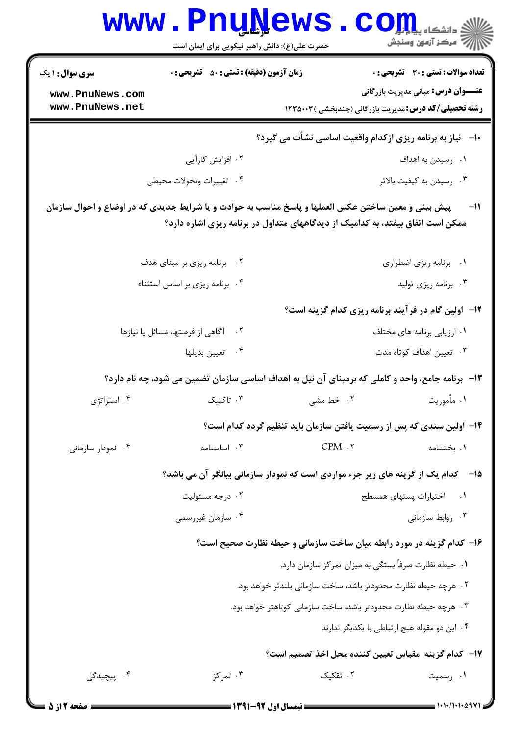**سری سوال:** ۱ یک | **زمان آزمون (دقیقه) : تستی :** ۵۰ **تشریحی :** ۰ | **تعداد سوالات : تستی :** ۳۰ **تشریحی :** ۰

**عنـــوان درس:** مبانی مدیریت بازرگانی

**رشته تحصیلی/کد درس:** مدیریت بازرگانی (چندبخشی )۱۲۳۵۰۰۳

**۱۰- نیاز به برنامه ریزی ازکدام واقعیت اساسی نشأت می گیرد؟**

۱. رسیدن به اهداف
۲. افزایش کارآیی
۳. رسیدن به کیفیت بالاتر
۴. تغییرات وتحولات محیطی

**۱۱- پیش بینی و معین ساختن عکس العملها و پاسخ مناسب به حوادث و یا شرایط جدیدی که در اوضاع و احوال سازمان ممکن است اتفاق بیفتد، به کدامیک از دیدگاههای متداول در برنامه ریزی اشاره دارد؟**

۱. برنامه ریزی اضطراری
۲. برنامه ریزی بر مبنای هدف
۳. برنامه ریزی تولید
۴. برنامه ریزی بر اساس استثناء

**۱۲- اولین گام در فرآیند برنامه ریزی کدام گزینه است؟**

۱. ارزیابی برنامه های مختلف
۲. آگاهی از فرصتها، مسائل یا نیازها
۳. تعیین اهداف کوتاه مدت
۴. تعیین بدیلها

**۱۳- برنامه جامع، واحد و کاملی که برمبنای آن نیل به اهداف اساسی سازمان تضمین می شود، چه نام دارد؟**

۱. مأموریت
۲. خط مشی
۳. تاکتیک
۴. استراتژی

**۱۴- اولین سندی که پس از رسمیت یافتن سازمان باید تنظیم گردد کدام است؟**

۱. بخشنامه
۲. CPM
۳. اساسنامه
۴. نمودار سازمانی

**۱۵- کدام یک از گزینه های زیر جزء مواردی است که نمودار سازمانی بیانگر آن می باشد؟**

۱. اختیارات پستهای همسطح
۲. درجه مسئولیت
۳. روابط سازمانی
۴. سازمان غیررسمی

**۱۶- کدام گزینه در مورد رابطه میان ساخت سازمانی و حیطه نظارت صحیح است؟**

۱. حیطه نظارت صرفاً بستگی به میزان تمرکز سازمان دارد.
۲. هرچه حیطه نظارت محدودتر باشد، ساخت سازمانی بلندتر خواهد بود.
۳. هرچه حیطه نظارت محدودتر باشد، ساخت سازمانی کوتاهتر خواهد بود.
۴. این دو مقوله هیچ ارتباطی با یکدیگر ندارند

**۱۷- کدام گزینه مقیاس تعیین کننده محل اخذ تصمیم است؟**

۱. رسمیت
۲. تفکیک
۳. تمرکز
۴. پیچیدگی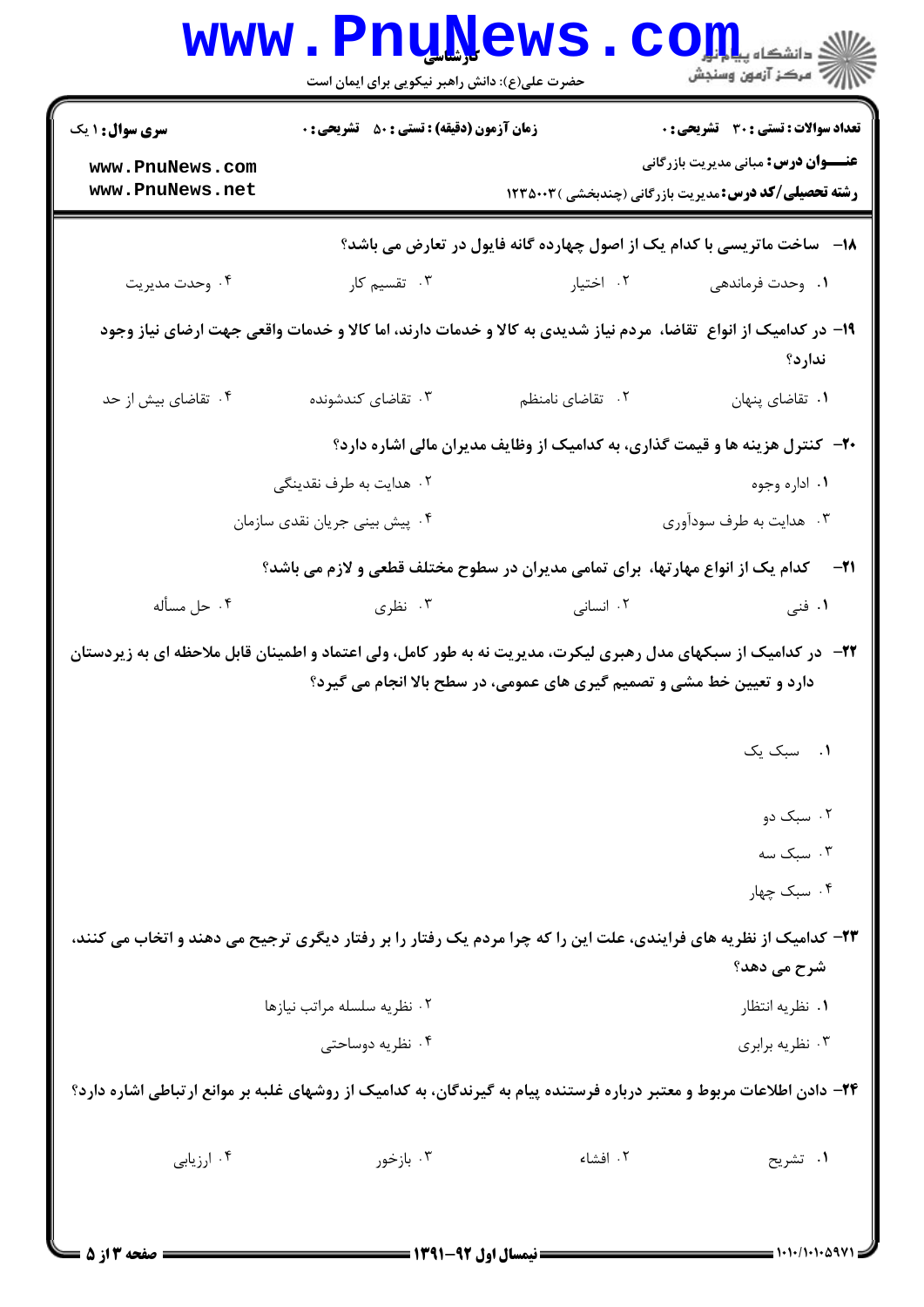۱۸- ساخت ماتریسی با کدام یک از اصول چهارده گانه فایول در تعارض می باشد؟

۱. وحدت فرماندهی
۲. اختیار
۳. تقسیم کار
۴. وحدت مدیریت

۱۹- در کدامیک از انواع تقاضا، مردم نیاز شدیدی به کالا و خدمات دارند، اما کالا و خدمات واقعی جهت ارضای نیاز وجود ندارد؟

۱. تقاضای پنهان
۲. تقاضای نامنظم
۳. تقاضای کندشونده
۴. تقاضای بیش از حد

۲۰- کنترل هزینه ها و قیمت گذاری، به کدامیک از وظایف مدیران مالی اشاره دارد؟

۱. اداره وجوه
۲. هدایت به طرف نقدینگی
۳. هدایت به طرف سودآوری
۴. پیش بینی جریان نقدی سازمان

۲۱- کدام یک از انواع مهارتها، برای تمامی مدیران در سطوح مختلف قطعی و لازم می باشد؟

۱. فنی
۲. انسانی
۳. نظری
۴. حل مسأله

۲۲- در کدامیک از سبکهای مدل رهبری لیکرت، مدیریت نه به طور کامل، ولی اعتماد و اطمینان قابل ملاحظه ای به زیردستان دارد و تعیین خط مشی و تصمیم گیری های عمومی، در سطح بالا انجام می گیرد؟

۱. سبک یک
۲. سبک دو
۳. سبک سه
۴. سبک چهار

۲۳- کدامیک از نظریه های فرایندی، علت این را که چرا مردم یک رفتار را بر رفتار دیگری ترجیح می دهند و اتخاب می کنند، شرح می دهد؟

۱. نظریه انتظار
۲. نظریه سلسله مراتب نیازها
۳. نظریه برابری
۴. نظریه دوساحتی

۲۴- دادن اطلاعات مربوط و معتبر درباره فرستنده پیام به گیرندگان، به کدامیک از روشهای غلبه بر موانع ارتباطی اشاره دارد؟

۱. تشریح
۲. افشاء
۳. بازخور
۴. ارزیابی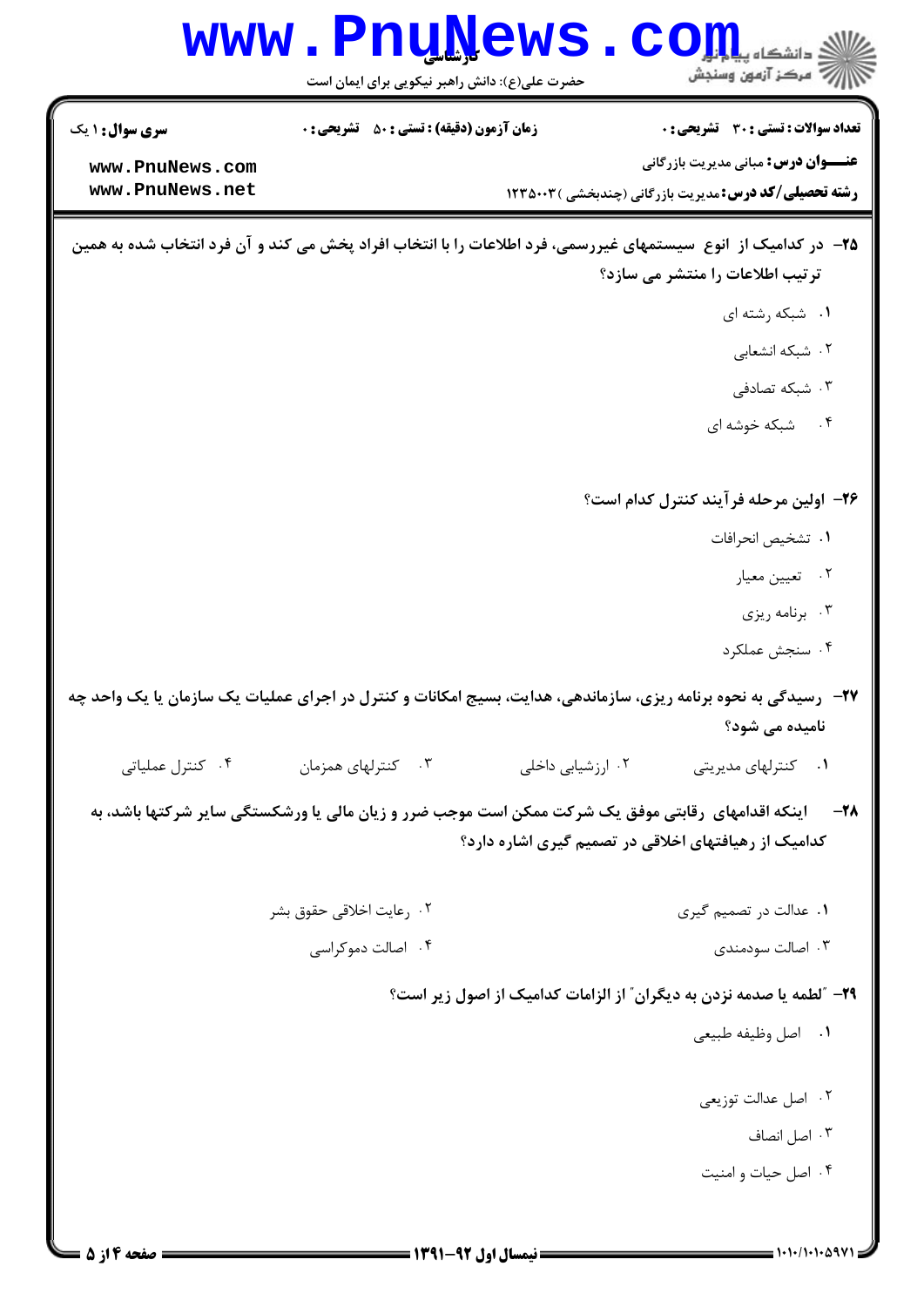**سری سوال:** ۱ یک | **زمان آزمون (دقیقه) : تستی :** ۵۰ **تشریحی :** ۰ | **تعداد سوالات : تستی :** ۳۰ **تشریحی :** ۰

**عنـــوان درس:** مبانی مدیریت بازرگانی

**رشته تحصیلی/کد درس:** مدیریت بازرگانی (چندبخشی )۱۲۳۵۰۰۳

**۲۵-** در کدامیک از انوع سیستمهای غیررسمی، فرد اطلاعات را با انتخاب افراد پخش می کند و آن فرد انتخاب شده به همین ترتیب اطلاعات را منتشر می سازد؟

۱. شبکه رشته ای

۲. شبکه انشعابی

۳. شبکه تصادفی

۴. شبکه خوشه ای

**۲۶-** اولین مرحله فرآیند کنترل کدام است؟

۱. تشخیص انحرافات

۲. تعیین معیار

۳. برنامه ریزی

۴. سنجش عملکرد

**۲۷-** رسیدگی به نحوه برنامه ریزی، سازماندهی، هدایت، بسیج امکانات و کنترل در اجرای عملیات یک سازمان یا یک واحد چه نامیده می شود؟

۱. کنترلهای مدیریتی

۲. ارزشیابی داخلی

۳. کنترلهای همزمان

۴. کنترل عملیاتی

**۲۸-** اینکه اقدامهای رقابتی موفق یک شرکت ممکن است موجب ضرر و زیان مالی یا ورشکستگی سایر شرکتها باشد، به کدامیک از رهیافتهای اخلاقی در تصمیم گیری اشاره دارد؟

۱. عدالت در تصمیم گیری

۲. رعایت اخلاقی حقوق بشر

۳. اصالت سودمندی

۴. اصالت دموکراسی

**۲۹-** "لطمه یا صدمه نزدن به دیگران" از الزامات کدامیک از اصول زیر است؟

۱. اصل وظیفه طبیعی

۲. اصل عدالت توزیعی

۳. اصل انصاف

۴. اصل حیات و امنیت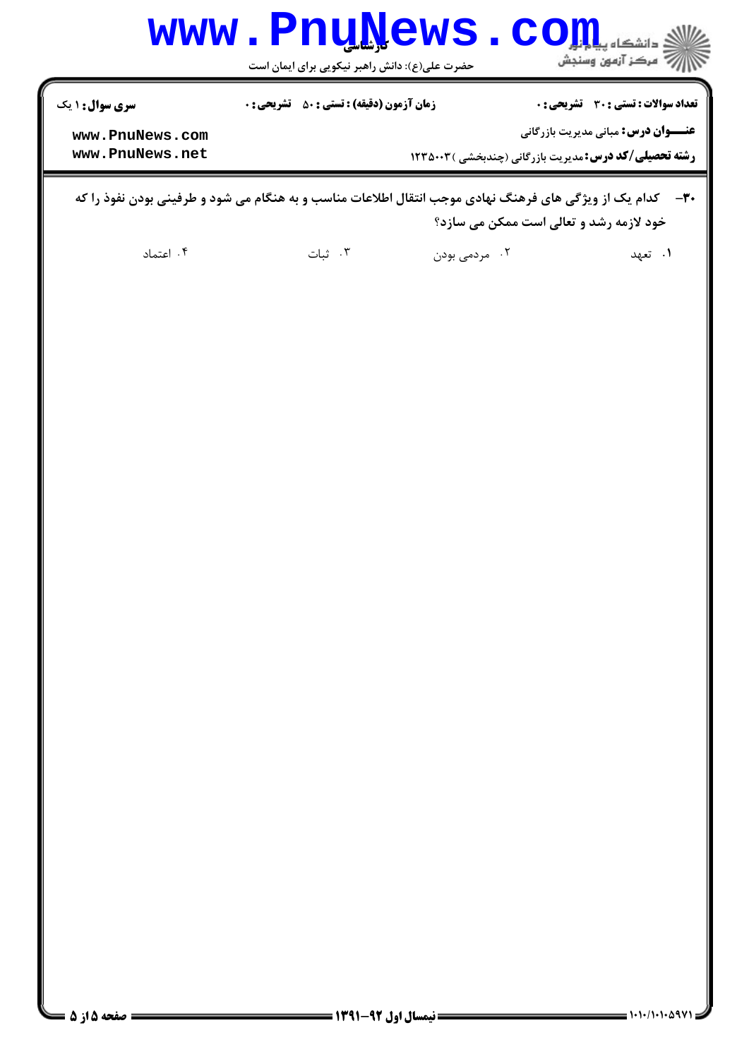۳۰- کدام یک از ویژگی های فرهنگ نهادی موجب انتقال اطلاعات مناسب و به هنگام می شود و طرفینی بودن نفوذ را که خود لازمه رشد و تعالی است ممکن می سازد؟

۱. تعهد
۲. مردمی بودن
۳. ثبات
۴. اعتماد